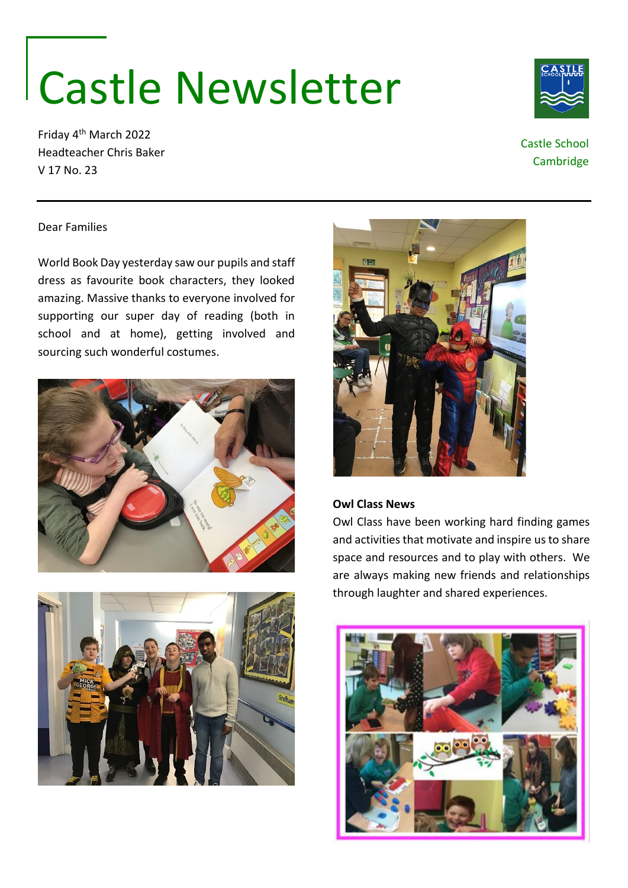# Castle Newsletter

Friday 4th March 2022
Headteacher Chris Baker
V 17 No. 23

Castle School
Cambridge

---

Dear Families

World Book Day yesterday saw our pupils and staff dress as favourite book characters, they looked amazing. Massive thanks to everyone involved for supporting our super day of reading (both in school and at home), getting involved and sourcing such wonderful costumes.

**Owl Class News**

Owl Class have been working hard finding games and activities that motivate and inspire us to share space and resources and to play with others. We are always making new friends and relationships through laughter and shared experiences.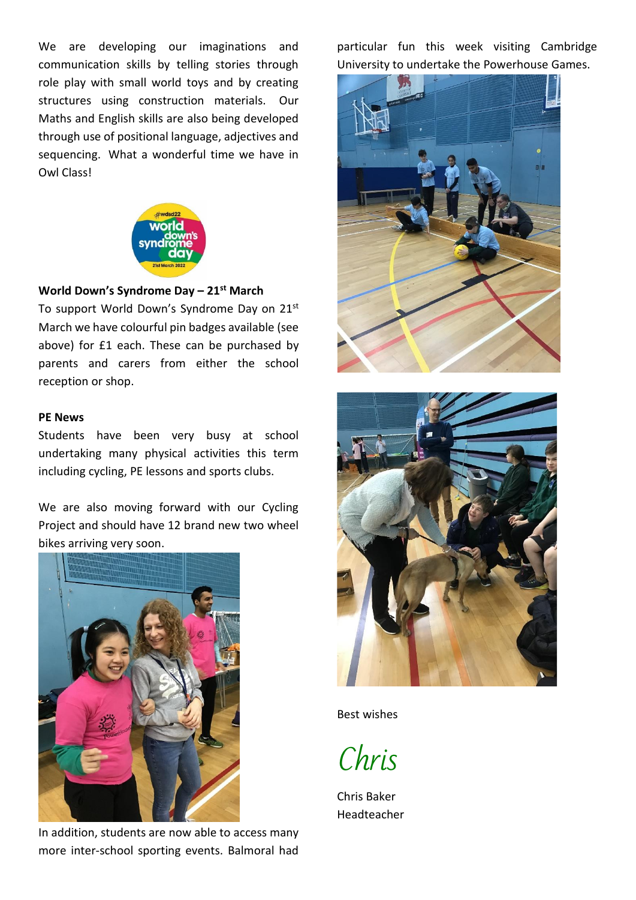We are developing our imaginations and communication skills by telling stories through role play with small world toys and by creating structures using construction materials. Our Maths and English skills are also being developed through use of positional language, adjectives and sequencing. What a wonderful time we have in Owl Class!

**World Down's Syndrome Day – 21st March**

To support World Down's Syndrome Day on 21st March we have colourful pin badges available (see above) for £1 each. These can be purchased by parents and carers from either the school reception or shop.

**PE News**

Students have been very busy at school undertaking many physical activities this term including cycling, PE lessons and sports clubs.

We are also moving forward with our Cycling Project and should have 12 brand new two wheel bikes arriving very soon.

In addition, students are now able to access many more inter-school sporting events. Balmoral had particular fun this week visiting Cambridge University to undertake the Powerhouse Games.

Best wishes

*Chris*

Chris Baker
Headteacher